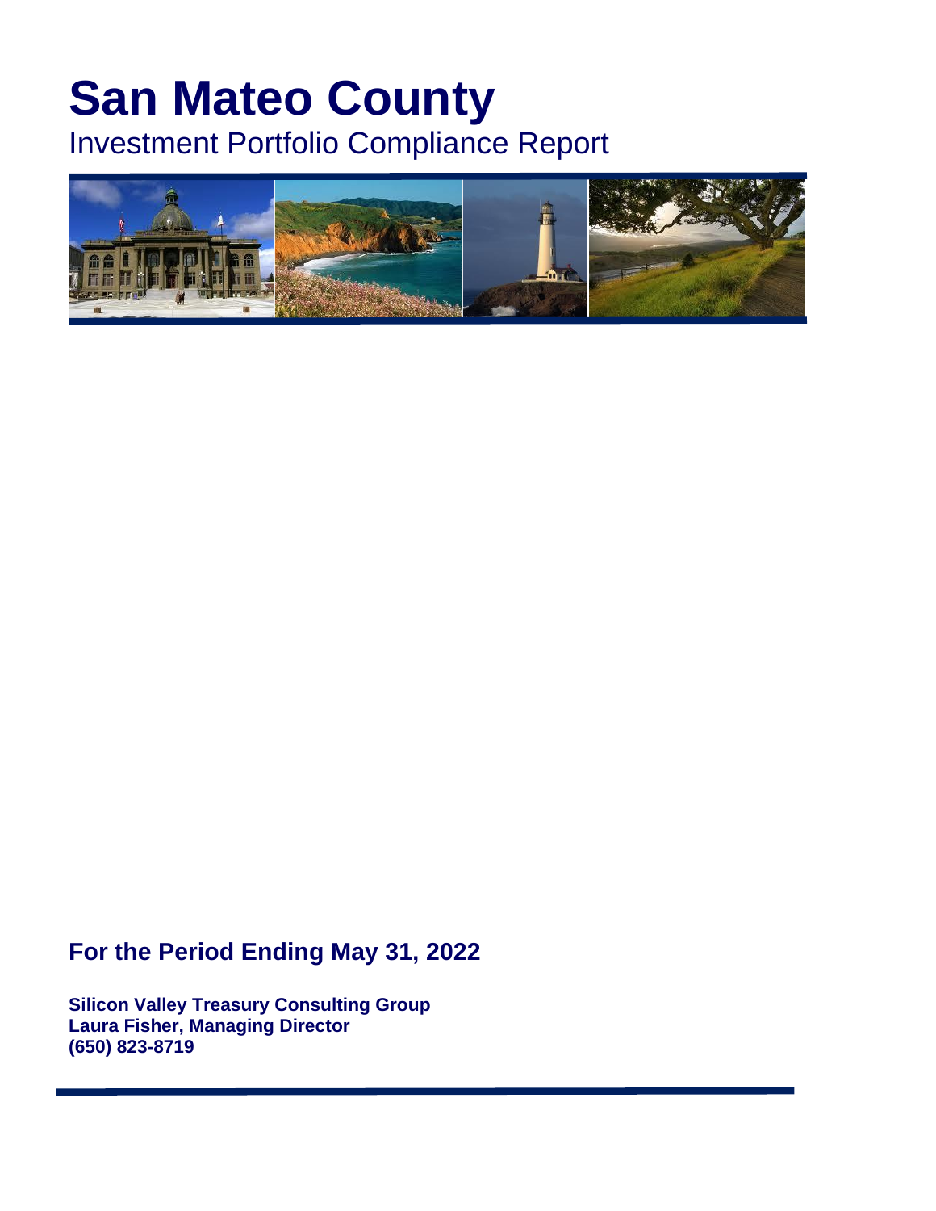# San Mateo County

## Investment Portfolio Compliance Report

### For the Period Ending May 31, 2022

**Silicon Valley Treasury Consulting Group**
**Laura Fisher, Managing Director**
**(650) 823-8719**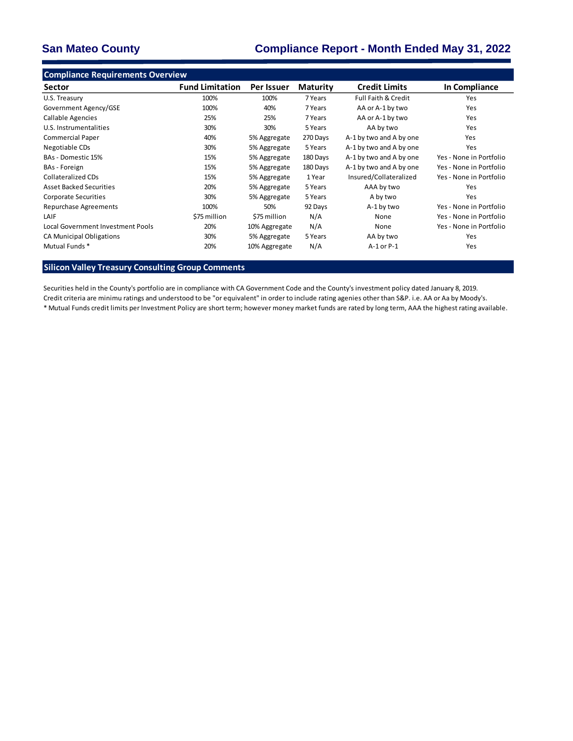# San Mateo County

# Compliance Report - Month Ended May 31, 2022

## Compliance Requirements Overview

| Sector | Fund Limitation | Per Issuer | Maturity | Credit Limits | In Compliance |
|---|---|---|---|---|---|
| U.S. Treasury | 100% | 100% | 7 Years | Full Faith & Credit | Yes |
| Government Agency/GSE | 100% | 40% | 7 Years | AA or A-1 by two | Yes |
| Callable Agencies | 25% | 25% | 7 Years | AA or A-1 by two | Yes |
| U.S. Instrumentalities | 30% | 30% | 5 Years | AA by two | Yes |
| Commercial Paper | 40% | 5% Aggregate | 270 Days | A-1 by two and A by one | Yes |
| Negotiable CDs | 30% | 5% Aggregate | 5 Years | A-1 by two and A by one | Yes |
| BAs - Domestic 15% | 15% | 5% Aggregate | 180 Days | A-1 by two and A by one | Yes - None in Portfolio |
| BAs - Foreign | 15% | 5% Aggregate | 180 Days | A-1 by two and A by one | Yes - None in Portfolio |
| Collateralized CDs | 15% | 5% Aggregate | 1 Year | Insured/Collateralized | Yes - None in Portfolio |
| Asset Backed Securities | 20% | 5% Aggregate | 5 Years | AAA by two | Yes |
| Corporate Securities | 30% | 5% Aggregate | 5 Years | A by two | Yes |
| Repurchase Agreements | 100% | 50% | 92 Days | A-1 by two | Yes - None in Portfolio |
| LAIF | $75 million | $75 million | N/A | None | Yes - None in Portfolio |
| Local Government Investment Pools | 20% | 10% Aggregate | N/A | None | Yes - None in Portfolio |
| CA Municipal Obligations | 30% | 5% Aggregate | 5 Years | AA by two | Yes |
| Mutual Funds * | 20% | 10% Aggregate | N/A | A-1 or P-1 | Yes |

## Silicon Valley Treasury Consulting Group Comments

Securities held in the County's portfolio are in compliance with CA Government Code and the County's investment policy dated January 8, 2019.

Credit criteria are minimu ratings and understood to be "or equivalent" in order to include rating agenies other than S&P. i.e. AA or Aa by Moody's.

* Mutual Funds credit limits per Investment Policy are short term; however money market funds are rated by long term, AAA the highest rating available.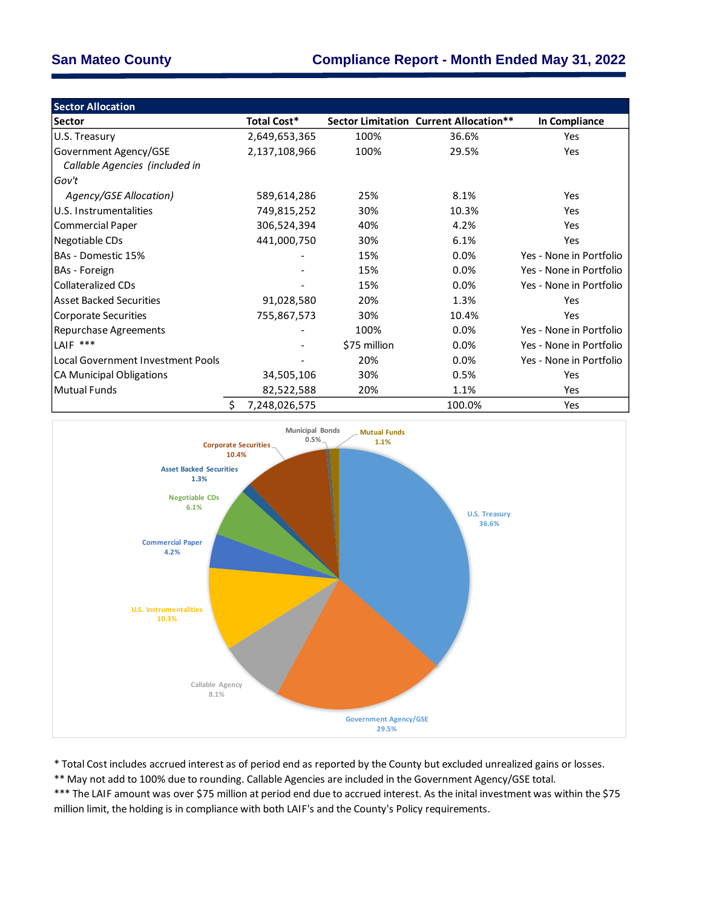## San Mateo County

## Compliance Report - Month Ended May 31, 2022

| Sector Allocation | | | | |
|---|---|---|---|---|
| **Sector** | **Total Cost*** | **Sector Limitation** | **Current Allocation**** | **In Compliance** |
| U.S. Treasury | 2,649,653,365 | 100% | 36.6% | Yes |
| Government Agency/GSE | 2,137,108,966 | 100% | 29.5% | Yes |
| *Callable Agencies (included in Gov't Agency/GSE Allocation)* | 589,614,286 | 25% | 8.1% | Yes |
| U.S. Instrumentalities | 749,815,252 | 30% | 10.3% | Yes |
| Commercial Paper | 306,524,394 | 40% | 4.2% | Yes |
| Negotiable CDs | 441,000,750 | 30% | 6.1% | Yes |
| BAs - Domestic 15% | - | 15% | 0.0% | Yes - None in Portfolio |
| BAs - Foreign | - | 15% | 0.0% | Yes - None in Portfolio |
| Collateralized CDs | - | 15% | 0.0% | Yes - None in Portfolio |
| Asset Backed Securities | 91,028,580 | 20% | 1.3% | Yes |
| Corporate Securities | 755,867,573 | 30% | 10.4% | Yes |
| Repurchase Agreements | - | 100% | 0.0% | Yes - None in Portfolio |
| LAIF *** | - | $75 million | 0.0% | Yes - None in Portfolio |
| Local Government Investment Pools | - | 20% | 0.0% | Yes - None in Portfolio |
| CA Municipal Obligations | 34,505,106 | 30% | 0.5% | Yes |
| Mutual Funds | 82,522,588 | 20% | 1.1% | Yes |
| | $ 7,248,026,575 | | 100.0% | Yes |

Municipal Bonds 0.5%
Mutual Funds 1.1%
Corporate Securities 10.4%
Asset Backed Securities 1.3%
Negotiable CDs 6.1%
Commercial Paper 4.2%
U.S. Instrumentalities 10.3%
Callable Agency 8.1%
Government Agency/GSE 29.5%
U.S. Treasury 36.6%

* Total Cost includes accrued interest as of period end as reported by the County but excluded unrealized gains or losses.

** May not add to 100% due to rounding. Callable Agencies are included in the Government Agency/GSE total.

*** The LAIF amount was over $75 million at period end due to accrued interest. As the inital investment was within the $75 million limit, the holding is in compliance with both LAIF's and the County's Policy requirements.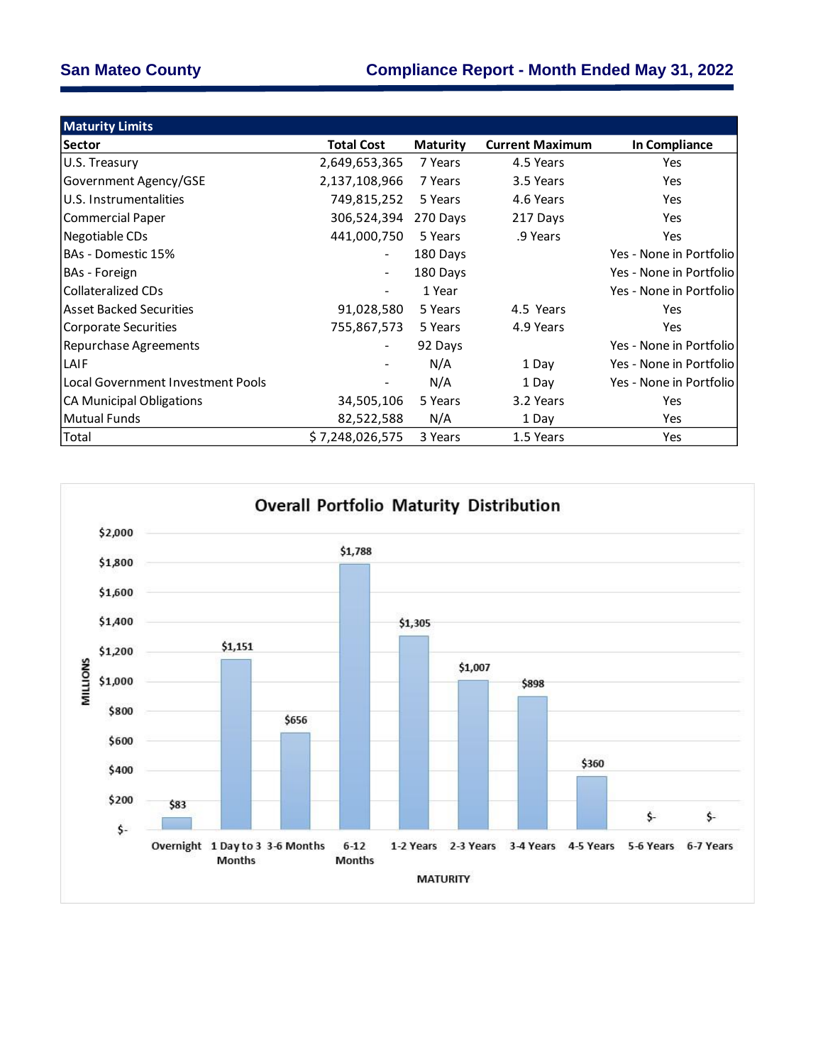**San Mateo County** **Compliance Report - Month Ended May 31, 2022**

| Maturity Limits | | | | |
|---|---|---|---|---|
| **Sector** | **Total Cost** | **Maturity** | **Current Maximum** | **In Compliance** |
| U.S. Treasury | 2,649,653,365 | 7 Years | 4.5 Years | Yes |
| Government Agency/GSE | 2,137,108,966 | 7 Years | 3.5 Years | Yes |
| U.S. Instrumentalities | 749,815,252 | 5 Years | 4.6 Years | Yes |
| Commercial Paper | 306,524,394 | 270 Days | 217 Days | Yes |
| Negotiable CDs | 441,000,750 | 5 Years | .9 Years | Yes |
| BAs - Domestic 15% | - | 180 Days | | Yes - None in Portfolio |
| BAs - Foreign | - | 180 Days | | Yes - None in Portfolio |
| Collateralized CDs | - | 1 Year | | Yes - None in Portfolio |
| Asset Backed Securities | 91,028,580 | 5 Years | 4.5 Years | Yes |
| Corporate Securities | 755,867,573 | 5 Years | 4.9 Years | Yes |
| Repurchase Agreements | - | 92 Days | | Yes - None in Portfolio |
| LAIF | - | N/A | 1 Day | Yes - None in Portfolio |
| Local Government Investment Pools | - | N/A | 1 Day | Yes - None in Portfolio |
| CA Municipal Obligations | 34,505,106 | 5 Years | 3.2 Years | Yes |
| Mutual Funds | 82,522,588 | N/A | 1 Day | Yes |
| Total | $ 7,248,026,575 | 3 Years | 1.5 Years | Yes |

**Overall Portfolio Maturity Distribution**

| Maturity | Millions |
|---|---|
| Overnight | $83 |
| 1 Day to 3 Months | $1,151 |
| 3-6 Months | $656 |
| 6-12 Months | $1,788 |
| 1-2 Years | $1,305 |
| 2-3 Years | $1,007 |
| 3-4 Years | $898 |
| 4-5 Years | $360 |
| 5-6 Years | $- |
| 6-7 Years | $- |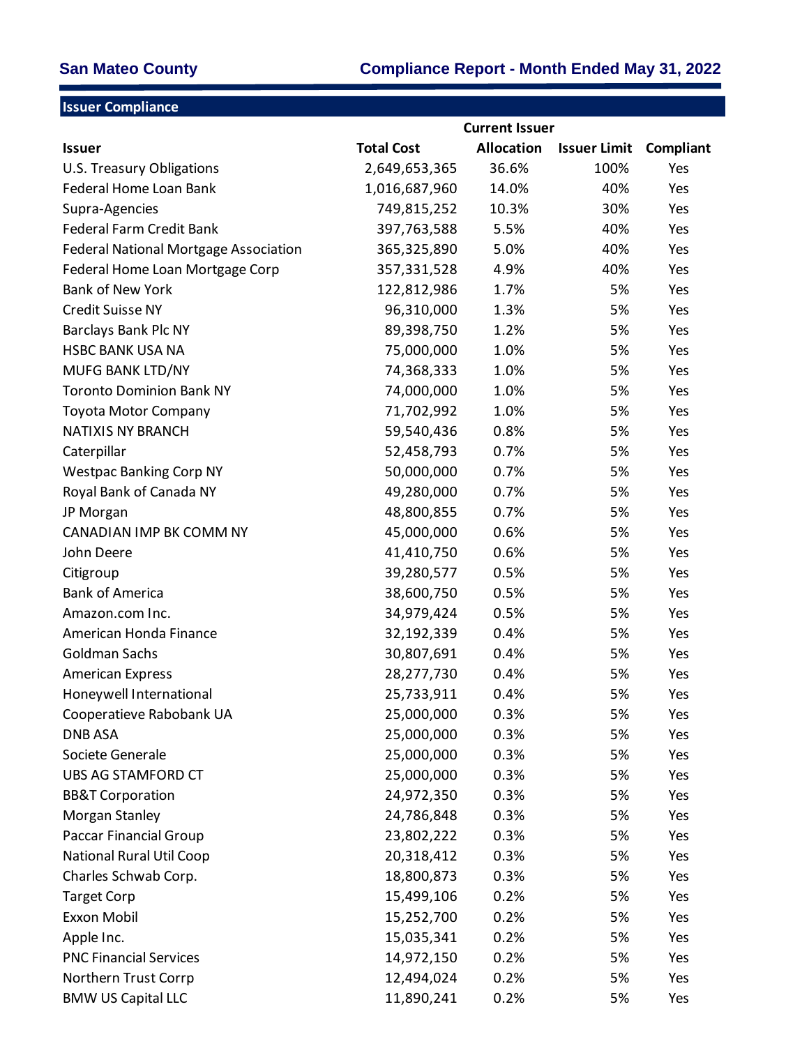**San Mateo County** **Compliance Report - Month Ended May 31, 2022**

## Issuer Compliance

| Issuer | Total Cost | Current Issuer Allocation | Issuer Limit | Compliant |
|---|---|---|---|---|
| U.S. Treasury Obligations | 2,649,653,365 | 36.6% | 100% | Yes |
| Federal Home Loan Bank | 1,016,687,960 | 14.0% | 40% | Yes |
| Supra-Agencies | 749,815,252 | 10.3% | 30% | Yes |
| Federal Farm Credit Bank | 397,763,588 | 5.5% | 40% | Yes |
| Federal National Mortgage Association | 365,325,890 | 5.0% | 40% | Yes |
| Federal Home Loan Mortgage Corp | 357,331,528 | 4.9% | 40% | Yes |
| Bank of New York | 122,812,986 | 1.7% | 5% | Yes |
| Credit Suisse NY | 96,310,000 | 1.3% | 5% | Yes |
| Barclays Bank Plc NY | 89,398,750 | 1.2% | 5% | Yes |
| HSBC BANK USA NA | 75,000,000 | 1.0% | 5% | Yes |
| MUFG BANK LTD/NY | 74,368,333 | 1.0% | 5% | Yes |
| Toronto Dominion Bank NY | 74,000,000 | 1.0% | 5% | Yes |
| Toyota Motor Company | 71,702,992 | 1.0% | 5% | Yes |
| NATIXIS NY BRANCH | 59,540,436 | 0.8% | 5% | Yes |
| Caterpillar | 52,458,793 | 0.7% | 5% | Yes |
| Westpac Banking Corp NY | 50,000,000 | 0.7% | 5% | Yes |
| Royal Bank of Canada NY | 49,280,000 | 0.7% | 5% | Yes |
| JP Morgan | 48,800,855 | 0.7% | 5% | Yes |
| CANADIAN IMP BK COMM NY | 45,000,000 | 0.6% | 5% | Yes |
| John Deere | 41,410,750 | 0.6% | 5% | Yes |
| Citigroup | 39,280,577 | 0.5% | 5% | Yes |
| Bank of America | 38,600,750 | 0.5% | 5% | Yes |
| Amazon.com Inc. | 34,979,424 | 0.5% | 5% | Yes |
| American Honda Finance | 32,192,339 | 0.4% | 5% | Yes |
| Goldman Sachs | 30,807,691 | 0.4% | 5% | Yes |
| American Express | 28,277,730 | 0.4% | 5% | Yes |
| Honeywell International | 25,733,911 | 0.4% | 5% | Yes |
| Cooperatieve Rabobank UA | 25,000,000 | 0.3% | 5% | Yes |
| DNB ASA | 25,000,000 | 0.3% | 5% | Yes |
| Societe Generale | 25,000,000 | 0.3% | 5% | Yes |
| UBS AG STAMFORD CT | 25,000,000 | 0.3% | 5% | Yes |
| BB&T Corporation | 24,972,350 | 0.3% | 5% | Yes |
| Morgan Stanley | 24,786,848 | 0.3% | 5% | Yes |
| Paccar Financial Group | 23,802,222 | 0.3% | 5% | Yes |
| National Rural Util Coop | 20,318,412 | 0.3% | 5% | Yes |
| Charles Schwab Corp. | 18,800,873 | 0.3% | 5% | Yes |
| Target Corp | 15,499,106 | 0.2% | 5% | Yes |
| Exxon Mobil | 15,252,700 | 0.2% | 5% | Yes |
| Apple Inc. | 15,035,341 | 0.2% | 5% | Yes |
| PNC Financial Services | 14,972,150 | 0.2% | 5% | Yes |
| Northern Trust Corrp | 12,494,024 | 0.2% | 5% | Yes |
| BMW US Capital LLC | 11,890,241 | 0.2% | 5% | Yes |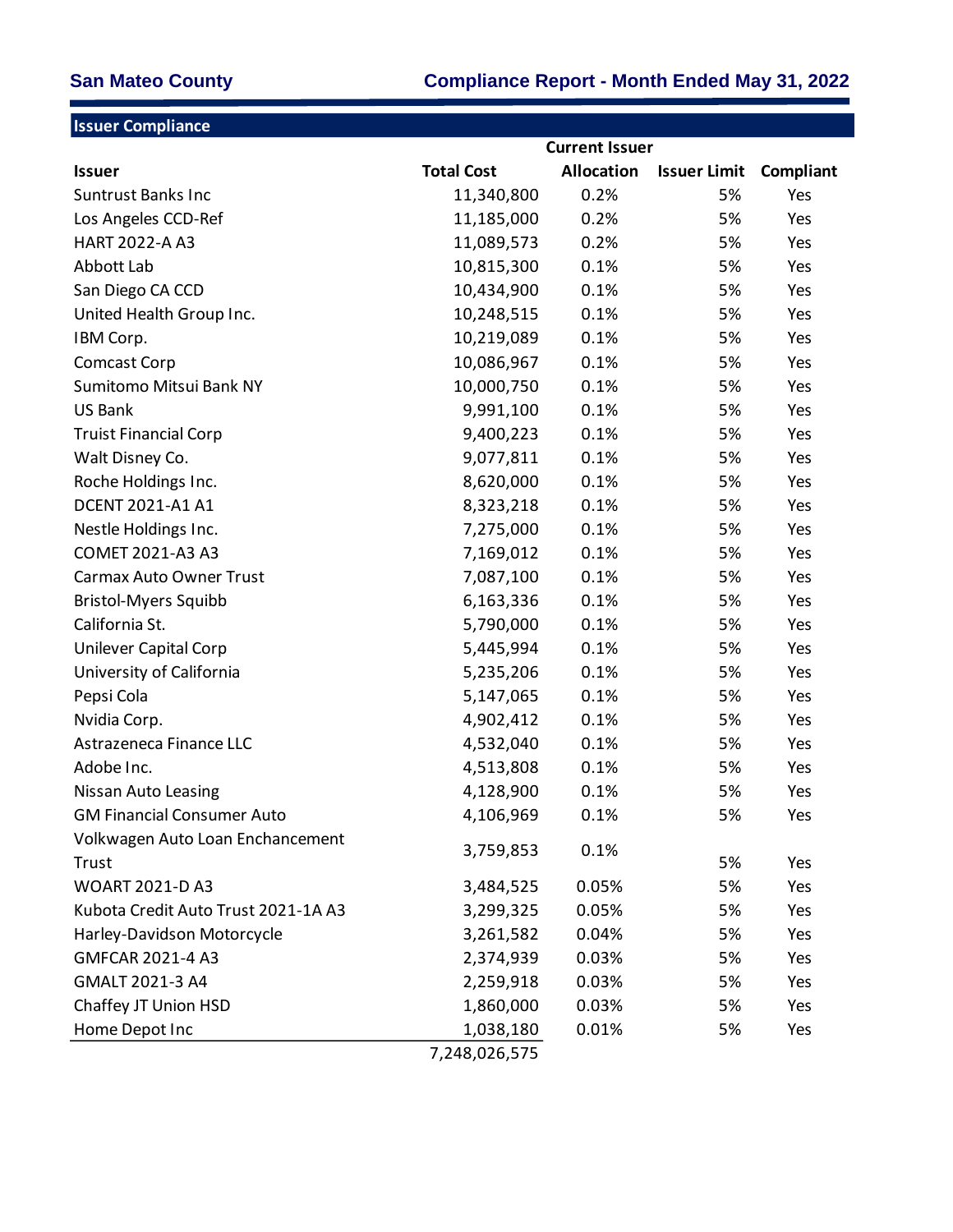## San Mateo County

## Compliance Report - Month Ended May 31, 2022

### Issuer Compliance

| Issuer | Total Cost | Current Issuer Allocation | Issuer Limit | Compliant |
|---|---|---|---|---|
| Suntrust Banks Inc | 11,340,800 | 0.2% | 5% | Yes |
| Los Angeles CCD-Ref | 11,185,000 | 0.2% | 5% | Yes |
| HART 2022-A A3 | 11,089,573 | 0.2% | 5% | Yes |
| Abbott Lab | 10,815,300 | 0.1% | 5% | Yes |
| San Diego CA CCD | 10,434,900 | 0.1% | 5% | Yes |
| United Health Group Inc. | 10,248,515 | 0.1% | 5% | Yes |
| IBM Corp. | 10,219,089 | 0.1% | 5% | Yes |
| Comcast Corp | 10,086,967 | 0.1% | 5% | Yes |
| Sumitomo Mitsui Bank NY | 10,000,750 | 0.1% | 5% | Yes |
| US Bank | 9,991,100 | 0.1% | 5% | Yes |
| Truist Financial Corp | 9,400,223 | 0.1% | 5% | Yes |
| Walt Disney Co. | 9,077,811 | 0.1% | 5% | Yes |
| Roche Holdings Inc. | 8,620,000 | 0.1% | 5% | Yes |
| DCENT 2021-A1 A1 | 8,323,218 | 0.1% | 5% | Yes |
| Nestle Holdings Inc. | 7,275,000 | 0.1% | 5% | Yes |
| COMET 2021-A3 A3 | 7,169,012 | 0.1% | 5% | Yes |
| Carmax Auto Owner Trust | 7,087,100 | 0.1% | 5% | Yes |
| Bristol-Myers Squibb | 6,163,336 | 0.1% | 5% | Yes |
| California St. | 5,790,000 | 0.1% | 5% | Yes |
| Unilever Capital Corp | 5,445,994 | 0.1% | 5% | Yes |
| University of California | 5,235,206 | 0.1% | 5% | Yes |
| Pepsi Cola | 5,147,065 | 0.1% | 5% | Yes |
| Nvidia Corp. | 4,902,412 | 0.1% | 5% | Yes |
| Astrazeneca Finance LLC | 4,532,040 | 0.1% | 5% | Yes |
| Adobe Inc. | 4,513,808 | 0.1% | 5% | Yes |
| Nissan Auto Leasing | 4,128,900 | 0.1% | 5% | Yes |
| GM Financial Consumer Auto | 4,106,969 | 0.1% | 5% | Yes |
| Volkwagen Auto Loan Enchancement Trust | 3,759,853 | 0.1% | 5% | Yes |
| WOART 2021-D A3 | 3,484,525 | 0.05% | 5% | Yes |
| Kubota Credit Auto Trust 2021-1A A3 | 3,299,325 | 0.05% | 5% | Yes |
| Harley-Davidson Motorcycle | 3,261,582 | 0.04% | 5% | Yes |
| GMFCAR 2021-4 A3 | 2,374,939 | 0.03% | 5% | Yes |
| GMALT 2021-3 A4 | 2,259,918 | 0.03% | 5% | Yes |
| Chaffey JT Union HSD | 1,860,000 | 0.03% | 5% | Yes |
| Home Depot Inc | 1,038,180 | 0.01% | 5% | Yes |
| | 7,248,026,575 | | | |